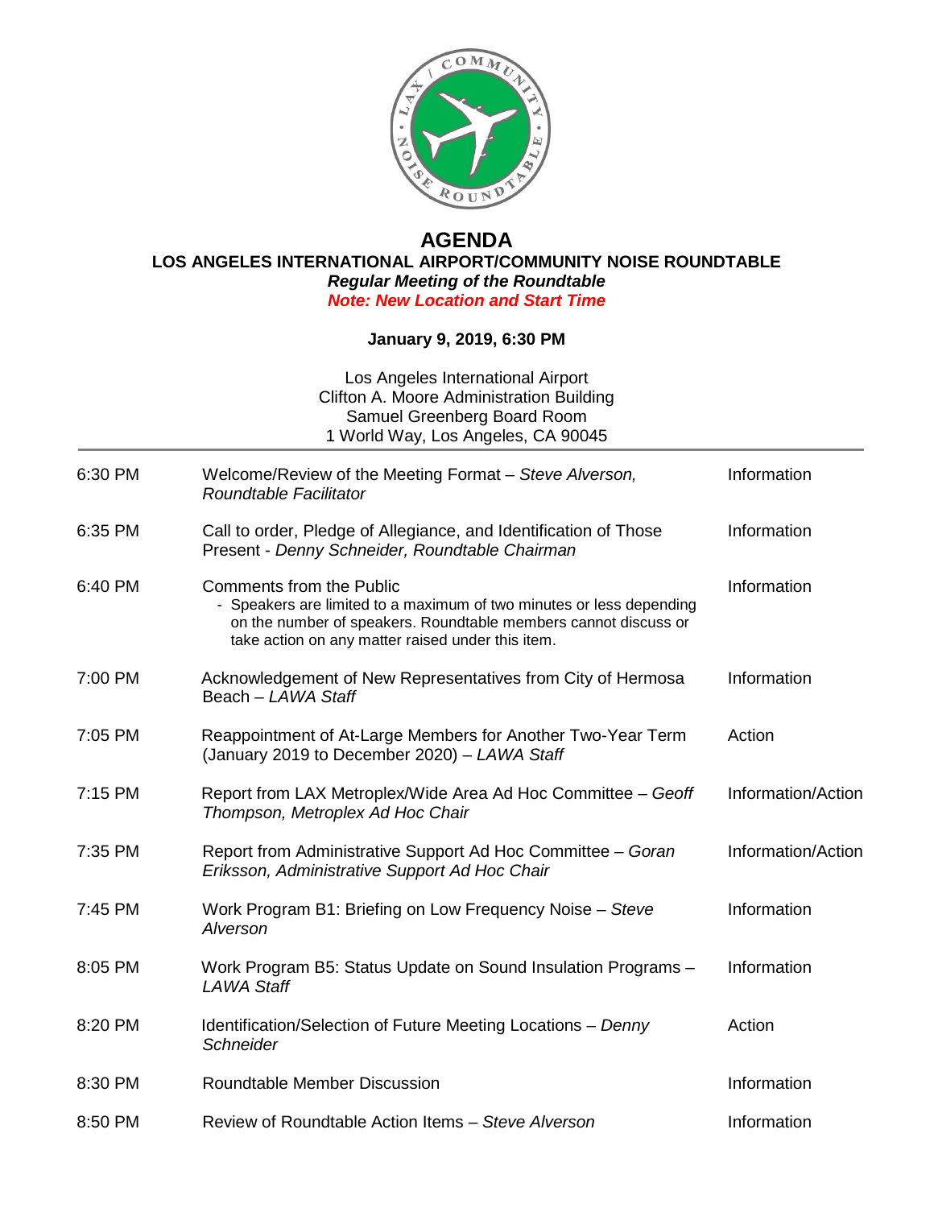# AGENDA

## LOS ANGELES INTERNATIONAL AIRPORT/COMMUNITY NOISE ROUNDTABLE

***Regular Meeting of the Roundtable***

***Note: New Location and Start Time***

**January 9, 2019, 6:30 PM**

Los Angeles International Airport
Clifton A. Moore Administration Building
Samuel Greenberg Board Room
1 World Way, Los Angeles, CA 90045

---

| | | |
|---|---|---|
| 6:30 PM | Welcome/Review of the Meeting Format – *Steve Alverson, Roundtable Facilitator* | Information |
| 6:35 PM | Call to order, Pledge of Allegiance, and Identification of Those Present - *Denny Schneider, Roundtable Chairman* | Information |
| 6:40 PM | Comments from the Public<br>- Speakers are limited to a maximum of two minutes or less depending on the number of speakers. Roundtable members cannot discuss or take action on any matter raised under this item. | Information |
| 7:00 PM | Acknowledgement of New Representatives from City of Hermosa Beach – *LAWA Staff* | Information |
| 7:05 PM | Reappointment of At-Large Members for Another Two-Year Term (January 2019 to December 2020) – *LAWA Staff* | Action |
| 7:15 PM | Report from LAX Metroplex/Wide Area Ad Hoc Committee – *Geoff Thompson, Metroplex Ad Hoc Chair* | Information/Action |
| 7:35 PM | Report from Administrative Support Ad Hoc Committee – *Goran Eriksson, Administrative Support Ad Hoc Chair* | Information/Action |
| 7:45 PM | Work Program B1: Briefing on Low Frequency Noise – *Steve Alverson* | Information |
| 8:05 PM | Work Program B5: Status Update on Sound Insulation Programs – *LAWA Staff* | Information |
| 8:20 PM | Identification/Selection of Future Meeting Locations – *Denny Schneider* | Action |
| 8:30 PM | Roundtable Member Discussion | Information |
| 8:50 PM | Review of Roundtable Action Items – *Steve Alverson* | Information |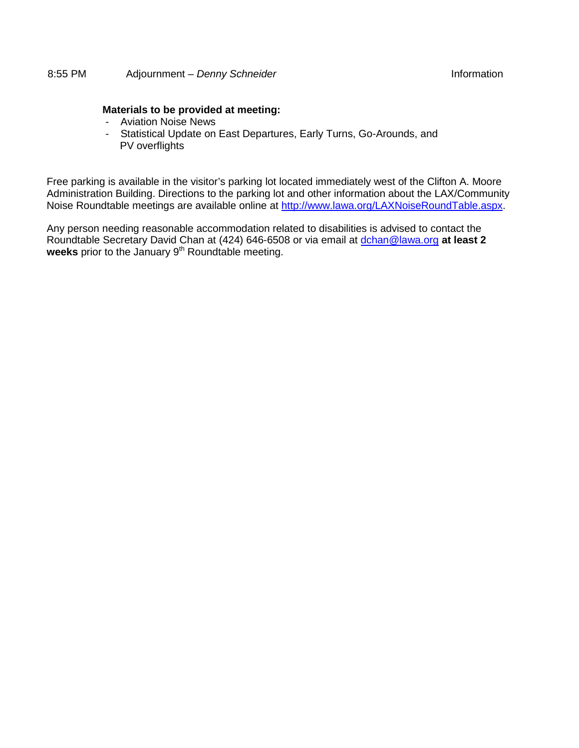| | | |
|---|---|---|
| 8:55 PM | Adjournment – *Denny Schneider* | Information |

**Materials to be provided at meeting:**

- Aviation Noise News
- Statistical Update on East Departures, Early Turns, Go-Arounds, and PV overflights

Free parking is available in the visitor's parking lot located immediately west of the Clifton A. Moore Administration Building. Directions to the parking lot and other information about the LAX/Community Noise Roundtable meetings are available online at http://www.lawa.org/LAXNoiseRoundTable.aspx.

Any person needing reasonable accommodation related to disabilities is advised to contact the Roundtable Secretary David Chan at (424) 646-6508 or via email at dchan@lawa.org **at least 2 weeks** prior to the January 9th Roundtable meeting.